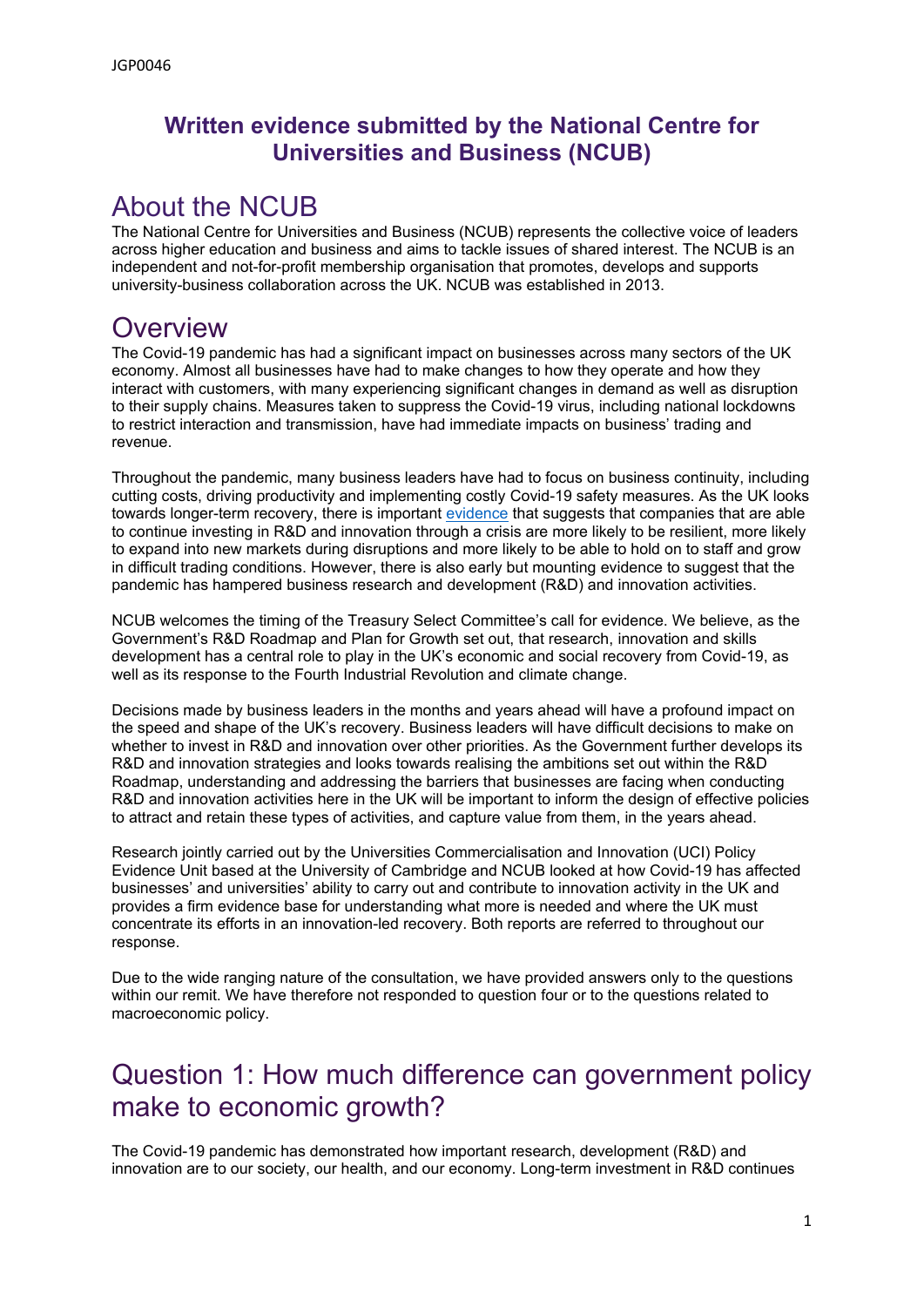JGP0046

## Written evidence submitted by the National Centre for Universities and Business (NCUB)

# About the NCUB

The National Centre for Universities and Business (NCUB) represents the collective voice of leaders across higher education and business and aims to tackle issues of shared interest. The NCUB is an independent and not-for-profit membership organisation that promotes, develops and supports university-business collaboration across the UK. NCUB was established in 2013.

# Overview

The Covid-19 pandemic has had a significant impact on businesses across many sectors of the UK economy. Almost all businesses have had to make changes to how they operate and how they interact with customers, with many experiencing significant changes in demand as well as disruption to their supply chains. Measures taken to suppress the Covid-19 virus, including national lockdowns to restrict interaction and transmission, have had immediate impacts on business' trading and revenue.

Throughout the pandemic, many business leaders have had to focus on business continuity, including cutting costs, driving productivity and implementing costly Covid-19 safety measures. As the UK looks towards longer-term recovery, there is important evidence that suggests that companies that are able to continue investing in R&D and innovation through a crisis are more likely to be resilient, more likely to expand into new markets during disruptions and more likely to be able to hold on to staff and grow in difficult trading conditions. However, there is also early but mounting evidence to suggest that the pandemic has hampered business research and development (R&D) and innovation activities.

NCUB welcomes the timing of the Treasury Select Committee's call for evidence. We believe, as the Government's R&D Roadmap and Plan for Growth set out, that research, innovation and skills development has a central role to play in the UK's economic and social recovery from Covid-19, as well as its response to the Fourth Industrial Revolution and climate change.

Decisions made by business leaders in the months and years ahead will have a profound impact on the speed and shape of the UK's recovery. Business leaders will have difficult decisions to make on whether to invest in R&D and innovation over other priorities. As the Government further develops its R&D and innovation strategies and looks towards realising the ambitions set out within the R&D Roadmap, understanding and addressing the barriers that businesses are facing when conducting R&D and innovation activities here in the UK will be important to inform the design of effective policies to attract and retain these types of activities, and capture value from them, in the years ahead.

Research jointly carried out by the Universities Commercialisation and Innovation (UCI) Policy Evidence Unit based at the University of Cambridge and NCUB looked at how Covid-19 has affected businesses' and universities' ability to carry out and contribute to innovation activity in the UK and provides a firm evidence base for understanding what more is needed and where the UK must concentrate its efforts in an innovation-led recovery. Both reports are referred to throughout our response.

Due to the wide ranging nature of the consultation, we have provided answers only to the questions within our remit. We have therefore not responded to question four or to the questions related to macroeconomic policy.

# Question 1: How much difference can government policy make to economic growth?

The Covid-19 pandemic has demonstrated how important research, development (R&D) and innovation are to our society, our health, and our economy. Long-term investment in R&D continues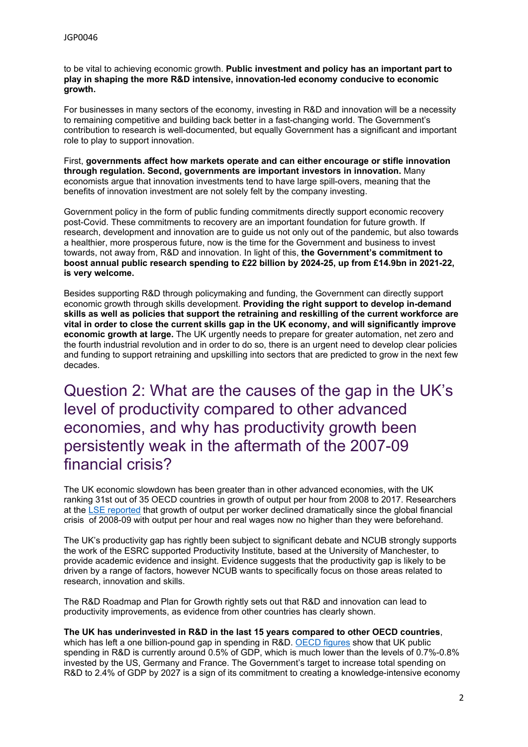to be vital to achieving economic growth. **Public investment and policy has an important part to play in shaping the more R&D intensive, innovation-led economy conducive to economic growth.**

For businesses in many sectors of the economy, investing in R&D and innovation will be a necessity to remaining competitive and building back better in a fast-changing world. The Government's contribution to research is well-documented, but equally Government has a significant and important role to play to support innovation.

First, **governments affect how markets operate and can either encourage or stifle innovation through regulation. Second, governments are important investors in innovation.** Many economists argue that innovation investments tend to have large spill-overs, meaning that the benefits of innovation investment are not solely felt by the company investing.

Government policy in the form of public funding commitments directly support economic recovery post-Covid. These commitments to recovery are an important foundation for future growth. If research, development and innovation are to guide us not only out of the pandemic, but also towards a healthier, more prosperous future, now is the time for the Government and business to invest towards, not away from, R&D and innovation. In light of this, **the Government's commitment to boost annual public research spending to £22 billion by 2024-25, up from £14.9bn in 2021-22, is very welcome.**

Besides supporting R&D through policymaking and funding, the Government can directly support economic growth through skills development. **Providing the right support to develop in-demand skills as well as policies that support the retraining and reskilling of the current workforce are vital in order to close the current skills gap in the UK economy, and will significantly improve economic growth at large.** The UK urgently needs to prepare for greater automation, net zero and the fourth industrial revolution and in order to do so, there is an urgent need to develop clear policies and funding to support retraining and upskilling into sectors that are predicted to grow in the next few decades.

## Question 2: What are the causes of the gap in the UK's level of productivity compared to other advanced economies, and why has productivity growth been persistently weak in the aftermath of the 2007-09 financial crisis?

The UK economic slowdown has been greater than in other advanced economies, with the UK ranking 31st out of 35 OECD countries in growth of output per hour from 2008 to 2017. Researchers at the LSE reported that growth of output per worker declined dramatically since the global financial crisis of 2008-09 with output per hour and real wages now no higher than they were beforehand.

The UK's productivity gap has rightly been subject to significant debate and NCUB strongly supports the work of the ESRC supported Productivity Institute, based at the University of Manchester, to provide academic evidence and insight. Evidence suggests that the productivity gap is likely to be driven by a range of factors, however NCUB wants to specifically focus on those areas related to research, innovation and skills.

The R&D Roadmap and Plan for Growth rightly sets out that R&D and innovation can lead to productivity improvements, as evidence from other countries has clearly shown.

**The UK has underinvested in R&D in the last 15 years compared to other OECD countries**, which has left a one billion-pound gap in spending in R&D. OECD figures show that UK public spending in R&D is currently around 0.5% of GDP, which is much lower than the levels of 0.7%-0.8% invested by the US, Germany and France. The Government's target to increase total spending on R&D to 2.4% of GDP by 2027 is a sign of its commitment to creating a knowledge-intensive economy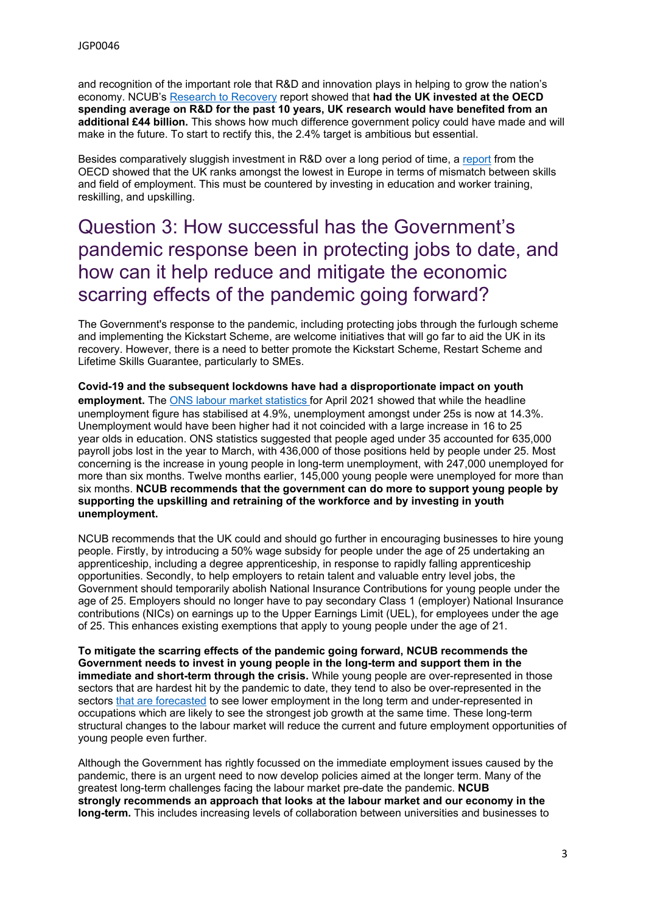and recognition of the important role that R&D and innovation plays in helping to grow the nation's economy. NCUB's Research to Recovery report showed that **had the UK invested at the OECD spending average on R&D for the past 10 years, UK research would have benefited from an additional £44 billion.** This shows how much difference government policy could have made and will make in the future. To start to rectify this, the 2.4% target is ambitious but essential.

Besides comparatively sluggish investment in R&D over a long period of time, a report from the OECD showed that the UK ranks amongst the lowest in Europe in terms of mismatch between skills and field of employment. This must be countered by investing in education and worker training, reskilling, and upskilling.

## Question 3: How successful has the Government's pandemic response been in protecting jobs to date, and how can it help reduce and mitigate the economic scarring effects of the pandemic going forward?

The Government's response to the pandemic, including protecting jobs through the furlough scheme and implementing the Kickstart Scheme, are welcome initiatives that will go far to aid the UK in its recovery. However, there is a need to better promote the Kickstart Scheme, Restart Scheme and Lifetime Skills Guarantee, particularly to SMEs.

**Covid-19 and the subsequent lockdowns have had a disproportionate impact on youth employment.** The ONS labour market statistics for April 2021 showed that while the headline unemployment figure has stabilised at 4.9%, unemployment amongst under 25s is now at 14.3%. Unemployment would have been higher had it not coincided with a large increase in 16 to 25 year olds in education. ONS statistics suggested that people aged under 35 accounted for 635,000 payroll jobs lost in the year to March, with 436,000 of those positions held by people under 25. Most concerning is the increase in young people in long-term unemployment, with 247,000 unemployed for more than six months. Twelve months earlier, 145,000 young people were unemployed for more than six months. **NCUB recommends that the government can do more to support young people by supporting the upskilling and retraining of the workforce and by investing in youth unemployment.**

NCUB recommends that the UK could and should go further in encouraging businesses to hire young people. Firstly, by introducing a 50% wage subsidy for people under the age of 25 undertaking an apprenticeship, including a degree apprenticeship, in response to rapidly falling apprenticeship opportunities. Secondly, to help employers to retain talent and valuable entry level jobs, the Government should temporarily abolish National Insurance Contributions for young people under the age of 25. Employers should no longer have to pay secondary Class 1 (employer) National Insurance contributions (NICs) on earnings up to the Upper Earnings Limit (UEL), for employees under the age of 25. This enhances existing exemptions that apply to young people under the age of 21.

**To mitigate the scarring effects of the pandemic going forward, NCUB recommends the Government needs to invest in young people in the long-term and support them in the immediate and short-term through the crisis.** While young people are over-represented in those sectors that are hardest hit by the pandemic to date, they tend to also be over-represented in the sectors that are forecasted to see lower employment in the long term and under-represented in occupations which are likely to see the strongest job growth at the same time. These long-term structural changes to the labour market will reduce the current and future employment opportunities of young people even further.

Although the Government has rightly focussed on the immediate employment issues caused by the pandemic, there is an urgent need to now develop policies aimed at the longer term. Many of the greatest long-term challenges facing the labour market pre-date the pandemic. **NCUB strongly recommends an approach that looks at the labour market and our economy in the long-term.** This includes increasing levels of collaboration between universities and businesses to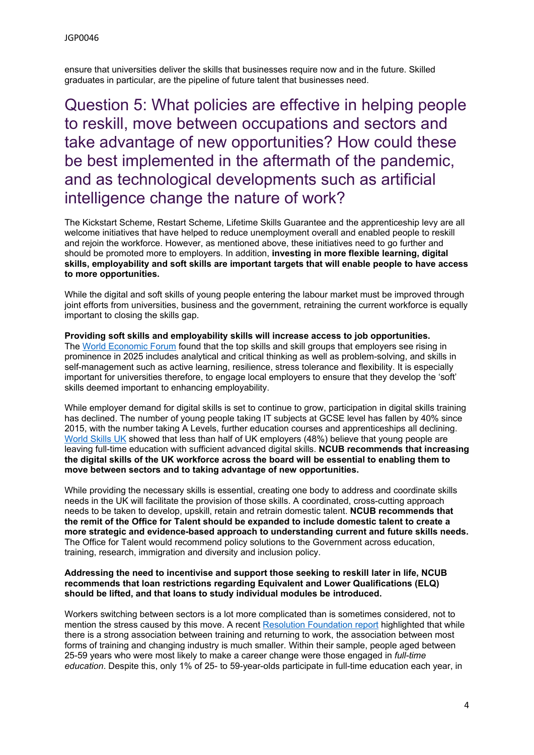ensure that universities deliver the skills that businesses require now and in the future. Skilled graduates in particular, are the pipeline of future talent that businesses need.

## Question 5: What policies are effective in helping people to reskill, move between occupations and sectors and take advantage of new opportunities? How could these be best implemented in the aftermath of the pandemic, and as technological developments such as artificial intelligence change the nature of work?

The Kickstart Scheme, Restart Scheme, Lifetime Skills Guarantee and the apprenticeship levy are all welcome initiatives that have helped to reduce unemployment overall and enabled people to reskill and rejoin the workforce. However, as mentioned above, these initiatives need to go further and should be promoted more to employers. In addition, **investing in more flexible learning, digital skills, employability and soft skills are important targets that will enable people to have access to more opportunities.**

While the digital and soft skills of young people entering the labour market must be improved through joint efforts from universities, business and the government, retraining the current workforce is equally important to closing the skills gap.

**Providing soft skills and employability skills will increase access to job opportunities.** The World Economic Forum found that the top skills and skill groups that employers see rising in prominence in 2025 includes analytical and critical thinking as well as problem-solving, and skills in self-management such as active learning, resilience, stress tolerance and flexibility. It is especially important for universities therefore, to engage local employers to ensure that they develop the 'soft' skills deemed important to enhancing employability.

While employer demand for digital skills is set to continue to grow, participation in digital skills training has declined. The number of young people taking IT subjects at GCSE level has fallen by 40% since 2015, with the number taking A Levels, further education courses and apprenticeships all declining. World Skills UK showed that less than half of UK employers (48%) believe that young people are leaving full-time education with sufficient advanced digital skills. **NCUB recommends that increasing the digital skills of the UK workforce across the board will be essential to enabling them to move between sectors and to taking advantage of new opportunities.**

While providing the necessary skills is essential, creating one body to address and coordinate skills needs in the UK will facilitate the provision of those skills. A coordinated, cross-cutting approach needs to be taken to develop, upskill, retain and retrain domestic talent. **NCUB recommends that the remit of the Office for Talent should be expanded to include domestic talent to create a more strategic and evidence-based approach to understanding current and future skills needs.** The Office for Talent would recommend policy solutions to the Government across education, training, research, immigration and diversity and inclusion policy.

**Addressing the need to incentivise and support those seeking to reskill later in life, NCUB recommends that loan restrictions regarding Equivalent and Lower Qualifications (ELQ) should be lifted, and that loans to study individual modules be introduced.**

Workers switching between sectors is a lot more complicated than is sometimes considered, not to mention the stress caused by this move. A recent Resolution Foundation report highlighted that while there is a strong association between training and returning to work, the association between most forms of training and changing industry is much smaller. Within their sample, people aged between 25-59 years who were most likely to make a career change were those engaged in *full-time education*. Despite this, only 1% of 25- to 59-year-olds participate in full-time education each year, in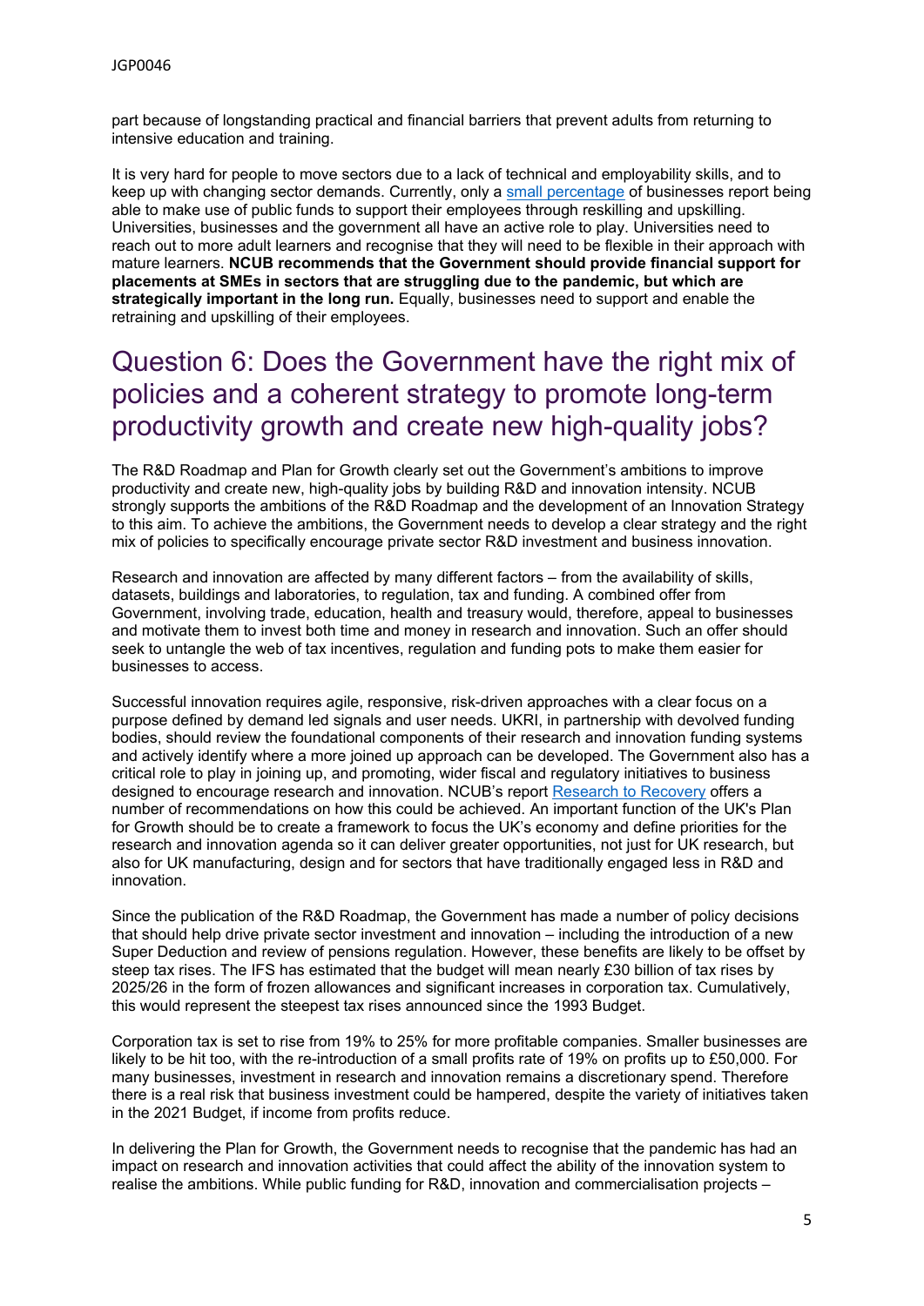part because of longstanding practical and financial barriers that prevent adults from returning to intensive education and training.

It is very hard for people to move sectors due to a lack of technical and employability skills, and to keep up with changing sector demands. Currently, only a small percentage of businesses report being able to make use of public funds to support their employees through reskilling and upskilling. Universities, businesses and the government all have an active role to play. Universities need to reach out to more adult learners and recognise that they will need to be flexible in their approach with mature learners. **NCUB recommends that the Government should provide financial support for placements at SMEs in sectors that are struggling due to the pandemic, but which are strategically important in the long run.** Equally, businesses need to support and enable the retraining and upskilling of their employees.

## Question 6: Does the Government have the right mix of policies and a coherent strategy to promote long-term productivity growth and create new high-quality jobs?

The R&D Roadmap and Plan for Growth clearly set out the Government's ambitions to improve productivity and create new, high-quality jobs by building R&D and innovation intensity. NCUB strongly supports the ambitions of the R&D Roadmap and the development of an Innovation Strategy to this aim. To achieve the ambitions, the Government needs to develop a clear strategy and the right mix of policies to specifically encourage private sector R&D investment and business innovation.

Research and innovation are affected by many different factors – from the availability of skills, datasets, buildings and laboratories, to regulation, tax and funding. A combined offer from Government, involving trade, education, health and treasury would, therefore, appeal to businesses and motivate them to invest both time and money in research and innovation. Such an offer should seek to untangle the web of tax incentives, regulation and funding pots to make them easier for businesses to access.

Successful innovation requires agile, responsive, risk-driven approaches with a clear focus on a purpose defined by demand led signals and user needs. UKRI, in partnership with devolved funding bodies, should review the foundational components of their research and innovation funding systems and actively identify where a more joined up approach can be developed. The Government also has a critical role to play in joining up, and promoting, wider fiscal and regulatory initiatives to business designed to encourage research and innovation. NCUB's report Research to Recovery offers a number of recommendations on how this could be achieved. An important function of the UK's Plan for Growth should be to create a framework to focus the UK's economy and define priorities for the research and innovation agenda so it can deliver greater opportunities, not just for UK research, but also for UK manufacturing, design and for sectors that have traditionally engaged less in R&D and innovation.

Since the publication of the R&D Roadmap, the Government has made a number of policy decisions that should help drive private sector investment and innovation – including the introduction of a new Super Deduction and review of pensions regulation. However, these benefits are likely to be offset by steep tax rises. The IFS has estimated that the budget will mean nearly £30 billion of tax rises by 2025/26 in the form of frozen allowances and significant increases in corporation tax. Cumulatively, this would represent the steepest tax rises announced since the 1993 Budget.

Corporation tax is set to rise from 19% to 25% for more profitable companies. Smaller businesses are likely to be hit too, with the re-introduction of a small profits rate of 19% on profits up to £50,000. For many businesses, investment in research and innovation remains a discretionary spend. Therefore there is a real risk that business investment could be hampered, despite the variety of initiatives taken in the 2021 Budget, if income from profits reduce.

In delivering the Plan for Growth, the Government needs to recognise that the pandemic has had an impact on research and innovation activities that could affect the ability of the innovation system to realise the ambitions. While public funding for R&D, innovation and commercialisation projects –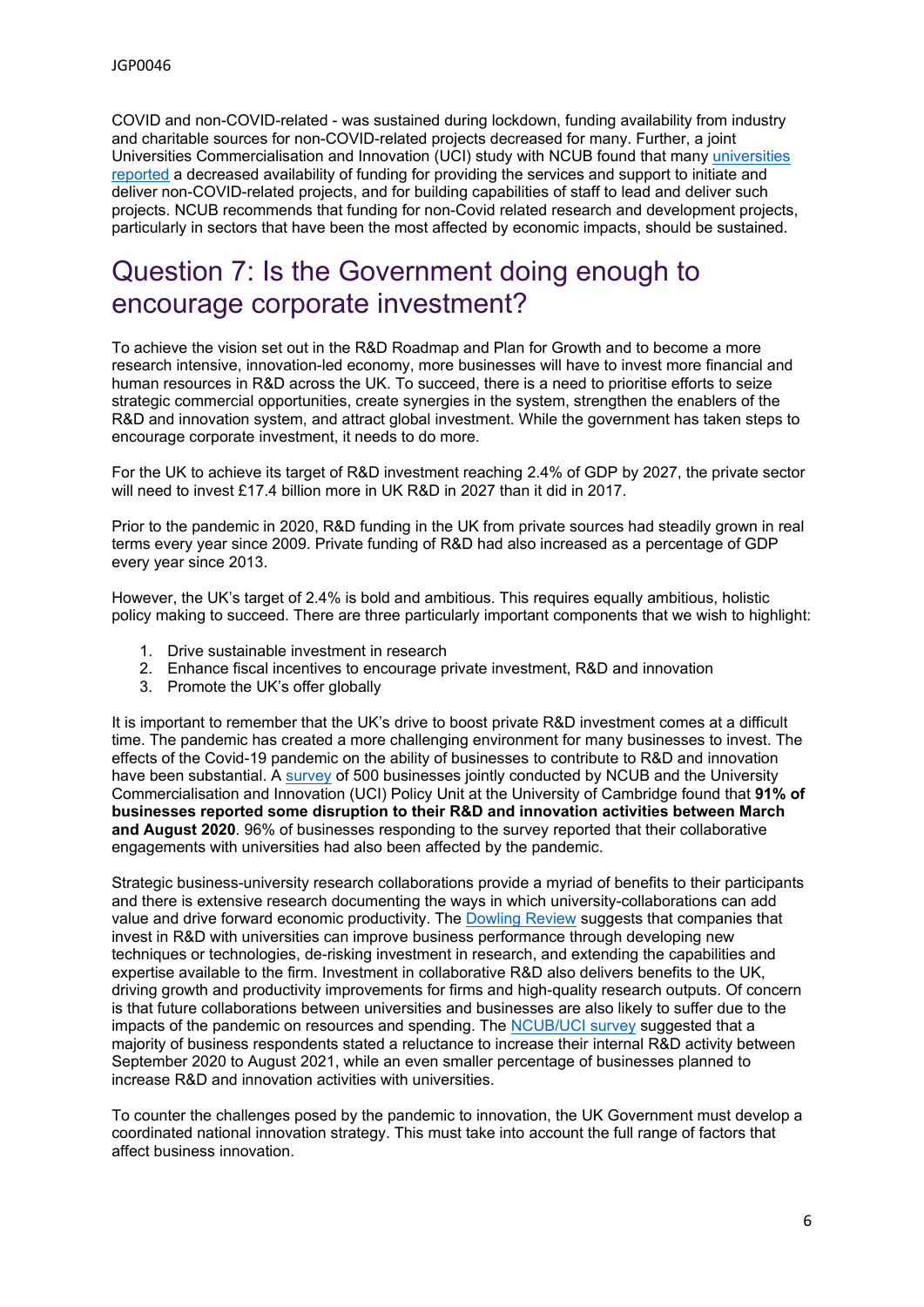COVID and non-COVID-related - was sustained during lockdown, funding availability from industry and charitable sources for non-COVID-related projects decreased for many. Further, a joint Universities Commercialisation and Innovation (UCI) study with NCUB found that many universities reported a decreased availability of funding for providing the services and support to initiate and deliver non-COVID-related projects, and for building capabilities of staff to lead and deliver such projects. NCUB recommends that funding for non-Covid related research and development projects, particularly in sectors that have been the most affected by economic impacts, should be sustained.

# Question 7: Is the Government doing enough to encourage corporate investment?

To achieve the vision set out in the R&D Roadmap and Plan for Growth and to become a more research intensive, innovation-led economy, more businesses will have to invest more financial and human resources in R&D across the UK. To succeed, there is a need to prioritise efforts to seize strategic commercial opportunities, create synergies in the system, strengthen the enablers of the R&D and innovation system, and attract global investment. While the government has taken steps to encourage corporate investment, it needs to do more.

For the UK to achieve its target of R&D investment reaching 2.4% of GDP by 2027, the private sector will need to invest £17.4 billion more in UK R&D in 2027 than it did in 2017.

Prior to the pandemic in 2020, R&D funding in the UK from private sources had steadily grown in real terms every year since 2009. Private funding of R&D had also increased as a percentage of GDP every year since 2013.

However, the UK's target of 2.4% is bold and ambitious. This requires equally ambitious, holistic policy making to succeed. There are three particularly important components that we wish to highlight:

1. Drive sustainable investment in research
2. Enhance fiscal incentives to encourage private investment, R&D and innovation
3. Promote the UK's offer globally

It is important to remember that the UK's drive to boost private R&D investment comes at a difficult time. The pandemic has created a more challenging environment for many businesses to invest. The effects of the Covid-19 pandemic on the ability of businesses to contribute to R&D and innovation have been substantial. A survey of 500 businesses jointly conducted by NCUB and the University Commercialisation and Innovation (UCI) Policy Unit at the University of Cambridge found that **91% of businesses reported some disruption to their R&D and innovation activities between March and August 2020**. 96% of businesses responding to the survey reported that their collaborative engagements with universities had also been affected by the pandemic.

Strategic business-university research collaborations provide a myriad of benefits to their participants and there is extensive research documenting the ways in which university-collaborations can add value and drive forward economic productivity. The Dowling Review suggests that companies that invest in R&D with universities can improve business performance through developing new techniques or technologies, de-risking investment in research, and extending the capabilities and expertise available to the firm. Investment in collaborative R&D also delivers benefits to the UK, driving growth and productivity improvements for firms and high-quality research outputs. Of concern is that future collaborations between universities and businesses are also likely to suffer due to the impacts of the pandemic on resources and spending. The NCUB/UCI survey suggested that a majority of business respondents stated a reluctance to increase their internal R&D activity between September 2020 to August 2021, while an even smaller percentage of businesses planned to increase R&D and innovation activities with universities.

To counter the challenges posed by the pandemic to innovation, the UK Government must develop a coordinated national innovation strategy. This must take into account the full range of factors that affect business innovation.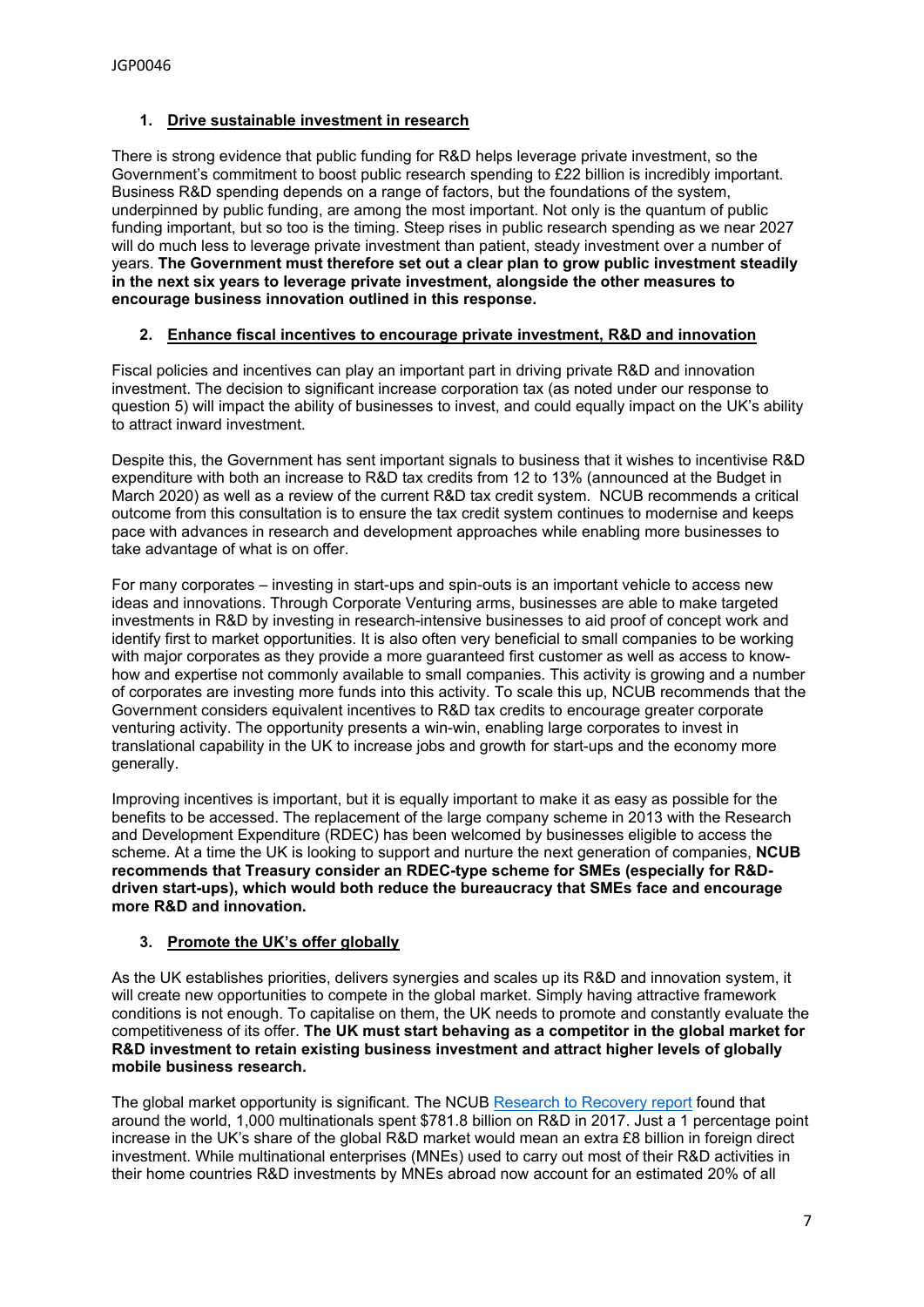1. **Drive sustainable investment in research**

There is strong evidence that public funding for R&D helps leverage private investment, so the Government's commitment to boost public research spending to £22 billion is incredibly important. Business R&D spending depends on a range of factors, but the foundations of the system, underpinned by public funding, are among the most important. Not only is the quantum of public funding important, but so too is the timing. Steep rises in public research spending as we near 2027 will do much less to leverage private investment than patient, steady investment over a number of years. **The Government must therefore set out a clear plan to grow public investment steadily in the next six years to leverage private investment, alongside the other measures to encourage business innovation outlined in this response.**

2. **Enhance fiscal incentives to encourage private investment, R&D and innovation**

Fiscal policies and incentives can play an important part in driving private R&D and innovation investment. The decision to significant increase corporation tax (as noted under our response to question 5) will impact the ability of businesses to invest, and could equally impact on the UK's ability to attract inward investment.

Despite this, the Government has sent important signals to business that it wishes to incentivise R&D expenditure with both an increase to R&D tax credits from 12 to 13% (announced at the Budget in March 2020) as well as a review of the current R&D tax credit system. NCUB recommends a critical outcome from this consultation is to ensure the tax credit system continues to modernise and keeps pace with advances in research and development approaches while enabling more businesses to take advantage of what is on offer.

For many corporates – investing in start-ups and spin-outs is an important vehicle to access new ideas and innovations. Through Corporate Venturing arms, businesses are able to make targeted investments in R&D by investing in research-intensive businesses to aid proof of concept work and identify first to market opportunities. It is also often very beneficial to small companies to be working with major corporates as they provide a more guaranteed first customer as well as access to know-how and expertise not commonly available to small companies. This activity is growing and a number of corporates are investing more funds into this activity. To scale this up, NCUB recommends that the Government considers equivalent incentives to R&D tax credits to encourage greater corporate venturing activity. The opportunity presents a win-win, enabling large corporates to invest in translational capability in the UK to increase jobs and growth for start-ups and the economy more generally.

Improving incentives is important, but it is equally important to make it as easy as possible for the benefits to be accessed. The replacement of the large company scheme in 2013 with the Research and Development Expenditure (RDEC) has been welcomed by businesses eligible to access the scheme. At a time the UK is looking to support and nurture the next generation of companies, **NCUB recommends that Treasury consider an RDEC-type scheme for SMEs (especially for R&D-driven start-ups), which would both reduce the bureaucracy that SMEs face and encourage more R&D and innovation.**

3. **Promote the UK's offer globally**

As the UK establishes priorities, delivers synergies and scales up its R&D and innovation system, it will create new opportunities to compete in the global market. Simply having attractive framework conditions is not enough. To capitalise on them, the UK needs to promote and constantly evaluate the competitiveness of its offer. **The UK must start behaving as a competitor in the global market for R&D investment to retain existing business investment and attract higher levels of globally mobile business research.**

The global market opportunity is significant. The NCUB Research to Recovery report found that around the world, 1,000 multinationals spent $781.8 billion on R&D in 2017. Just a 1 percentage point increase in the UK's share of the global R&D market would mean an extra £8 billion in foreign direct investment. While multinational enterprises (MNEs) used to carry out most of their R&D activities in their home countries R&D investments by MNEs abroad now account for an estimated 20% of all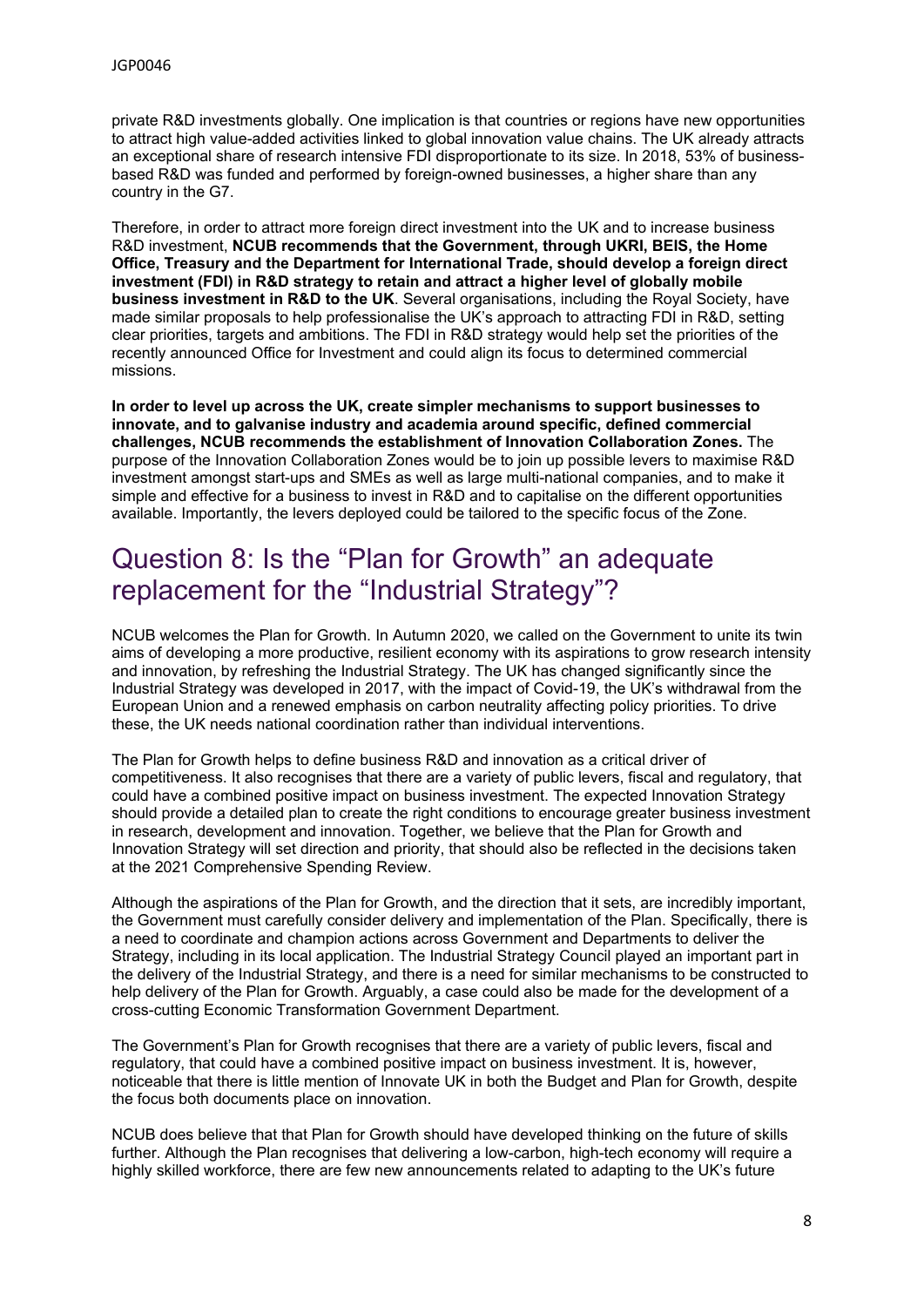private R&D investments globally. One implication is that countries or regions have new opportunities to attract high value-added activities linked to global innovation value chains. The UK already attracts an exceptional share of research intensive FDI disproportionate to its size. In 2018, 53% of business-based R&D was funded and performed by foreign-owned businesses, a higher share than any country in the G7.

Therefore, in order to attract more foreign direct investment into the UK and to increase business R&D investment, **NCUB recommends that the Government, through UKRI, BEIS, the Home Office, Treasury and the Department for International Trade, should develop a foreign direct investment (FDI) in R&D strategy to retain and attract a higher level of globally mobile business investment in R&D to the UK**. Several organisations, including the Royal Society, have made similar proposals to help professionalise the UK's approach to attracting FDI in R&D, setting clear priorities, targets and ambitions. The FDI in R&D strategy would help set the priorities of the recently announced Office for Investment and could align its focus to determined commercial missions.

**In order to level up across the UK, create simpler mechanisms to support businesses to innovate, and to galvanise industry and academia around specific, defined commercial challenges, NCUB recommends the establishment of Innovation Collaboration Zones.** The purpose of the Innovation Collaboration Zones would be to join up possible levers to maximise R&D investment amongst start-ups and SMEs as well as large multi-national companies, and to make it simple and effective for a business to invest in R&D and to capitalise on the different opportunities available. Importantly, the levers deployed could be tailored to the specific focus of the Zone.

## Question 8: Is the "Plan for Growth" an adequate replacement for the "Industrial Strategy"?

NCUB welcomes the Plan for Growth. In Autumn 2020, we called on the Government to unite its twin aims of developing a more productive, resilient economy with its aspirations to grow research intensity and innovation, by refreshing the Industrial Strategy. The UK has changed significantly since the Industrial Strategy was developed in 2017, with the impact of Covid-19, the UK's withdrawal from the European Union and a renewed emphasis on carbon neutrality affecting policy priorities. To drive these, the UK needs national coordination rather than individual interventions.

The Plan for Growth helps to define business R&D and innovation as a critical driver of competitiveness. It also recognises that there are a variety of public levers, fiscal and regulatory, that could have a combined positive impact on business investment. The expected Innovation Strategy should provide a detailed plan to create the right conditions to encourage greater business investment in research, development and innovation. Together, we believe that the Plan for Growth and Innovation Strategy will set direction and priority, that should also be reflected in the decisions taken at the 2021 Comprehensive Spending Review.

Although the aspirations of the Plan for Growth, and the direction that it sets, are incredibly important, the Government must carefully consider delivery and implementation of the Plan. Specifically, there is a need to coordinate and champion actions across Government and Departments to deliver the Strategy, including in its local application. The Industrial Strategy Council played an important part in the delivery of the Industrial Strategy, and there is a need for similar mechanisms to be constructed to help delivery of the Plan for Growth. Arguably, a case could also be made for the development of a cross-cutting Economic Transformation Government Department.

The Government's Plan for Growth recognises that there are a variety of public levers, fiscal and regulatory, that could have a combined positive impact on business investment. It is, however, noticeable that there is little mention of Innovate UK in both the Budget and Plan for Growth, despite the focus both documents place on innovation.

NCUB does believe that that Plan for Growth should have developed thinking on the future of skills further. Although the Plan recognises that delivering a low-carbon, high-tech economy will require a highly skilled workforce, there are few new announcements related to adapting to the UK's future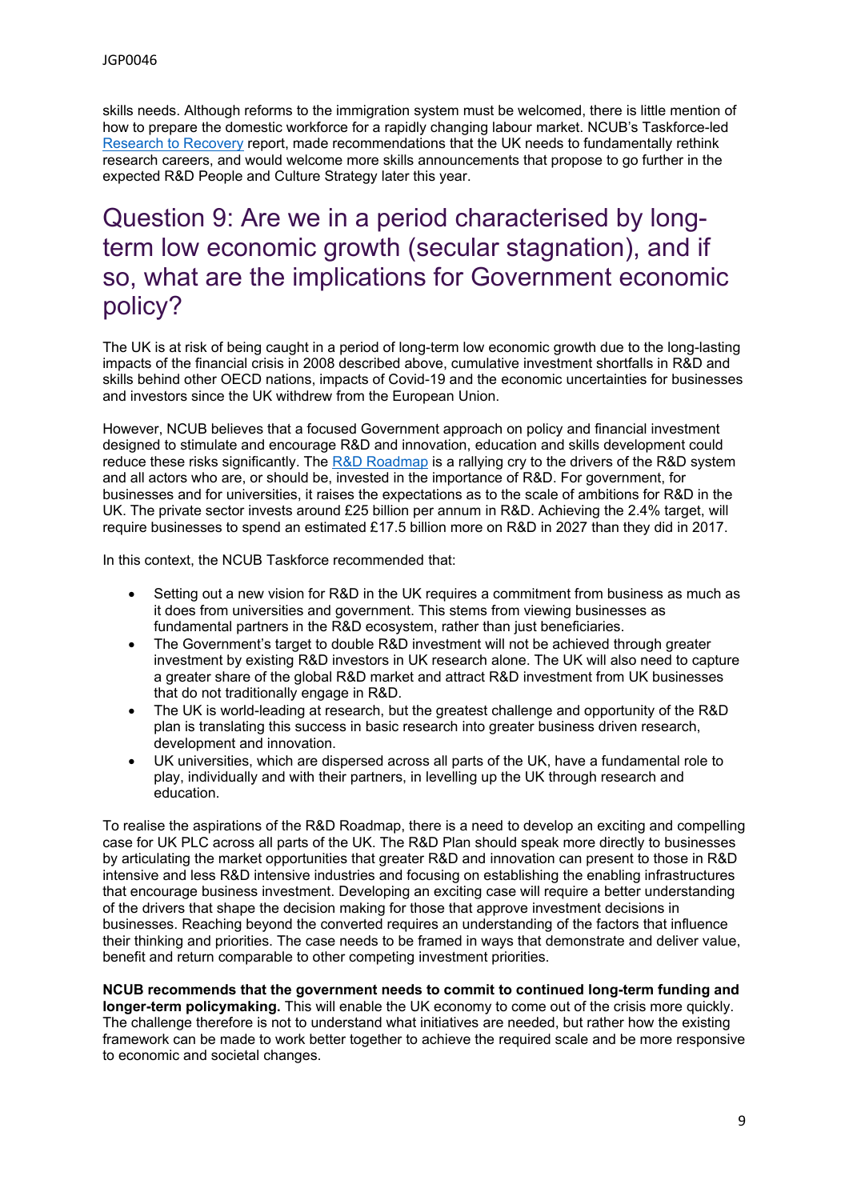skills needs. Although reforms to the immigration system must be welcomed, there is little mention of how to prepare the domestic workforce for a rapidly changing labour market. NCUB's Taskforce-led [Research to Recovery](#) report, made recommendations that the UK needs to fundamentally rethink research careers, and would welcome more skills announcements that propose to go further in the expected R&D People and Culture Strategy later this year.

## Question 9: Are we in a period characterised by long-term low economic growth (secular stagnation), and if so, what are the implications for Government economic policy?

The UK is at risk of being caught in a period of long-term low economic growth due to the long-lasting impacts of the financial crisis in 2008 described above, cumulative investment shortfalls in R&D and skills behind other OECD nations, impacts of Covid-19 and the economic uncertainties for businesses and investors since the UK withdrew from the European Union.

However, NCUB believes that a focused Government approach on policy and financial investment designed to stimulate and encourage R&D and innovation, education and skills development could reduce these risks significantly. The [R&D Roadmap](#) is a rallying cry to the drivers of the R&D system and all actors who are, or should be, invested in the importance of R&D. For government, for businesses and for universities, it raises the expectations as to the scale of ambitions for R&D in the UK. The private sector invests around £25 billion per annum in R&D. Achieving the 2.4% target, will require businesses to spend an estimated £17.5 billion more on R&D in 2027 than they did in 2017.

In this context, the NCUB Taskforce recommended that:

- Setting out a new vision for R&D in the UK requires a commitment from business as much as it does from universities and government. This stems from viewing businesses as fundamental partners in the R&D ecosystem, rather than just beneficiaries.
- The Government's target to double R&D investment will not be achieved through greater investment by existing R&D investors in UK research alone. The UK will also need to capture a greater share of the global R&D market and attract R&D investment from UK businesses that do not traditionally engage in R&D.
- The UK is world-leading at research, but the greatest challenge and opportunity of the R&D plan is translating this success in basic research into greater business driven research, development and innovation.
- UK universities, which are dispersed across all parts of the UK, have a fundamental role to play, individually and with their partners, in levelling up the UK through research and education.

To realise the aspirations of the R&D Roadmap, there is a need to develop an exciting and compelling case for UK PLC across all parts of the UK. The R&D Plan should speak more directly to businesses by articulating the market opportunities that greater R&D and innovation can present to those in R&D intensive and less R&D intensive industries and focusing on establishing the enabling infrastructures that encourage business investment. Developing an exciting case will require a better understanding of the drivers that shape the decision making for those that approve investment decisions in businesses. Reaching beyond the converted requires an understanding of the factors that influence their thinking and priorities. The case needs to be framed in ways that demonstrate and deliver value, benefit and return comparable to other competing investment priorities.

**NCUB recommends that the government needs to commit to continued long-term funding and longer-term policymaking.** This will enable the UK economy to come out of the crisis more quickly. The challenge therefore is not to understand what initiatives are needed, but rather how the existing framework can be made to work better together to achieve the required scale and be more responsive to economic and societal changes.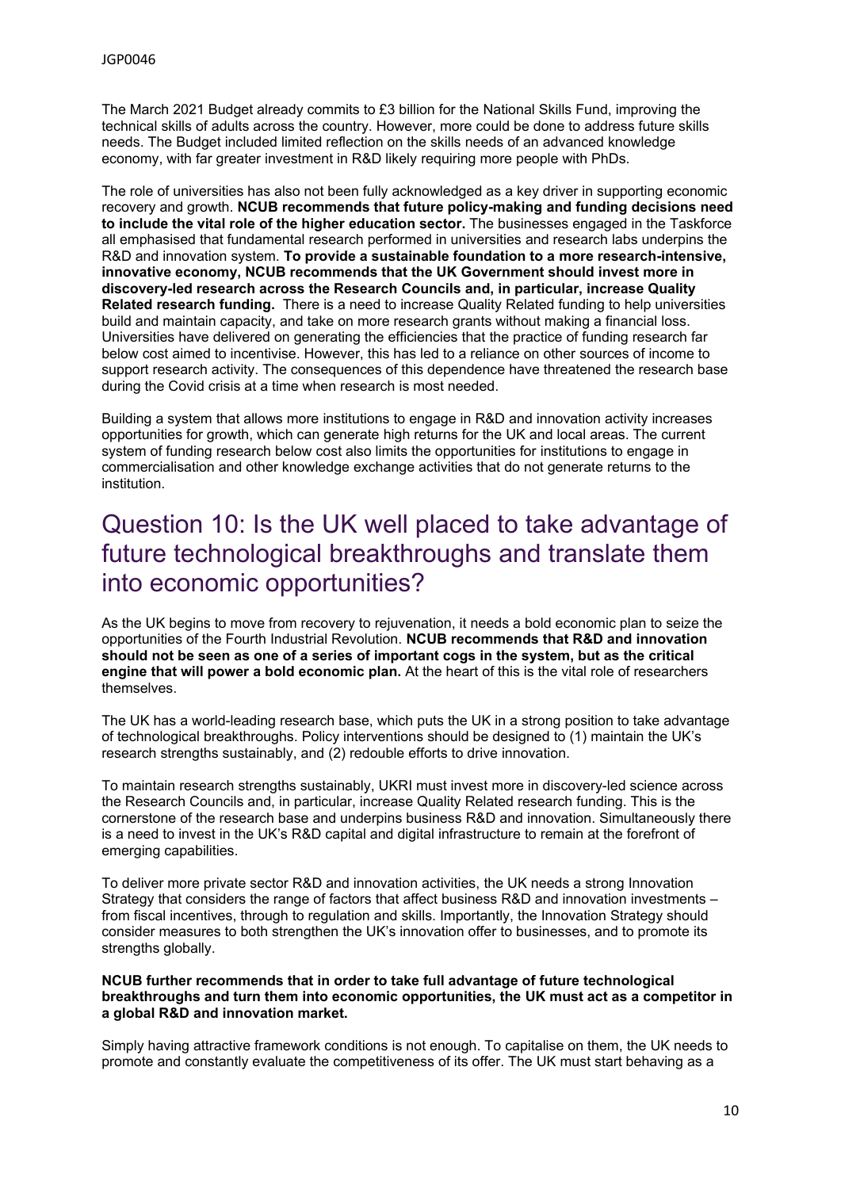The March 2021 Budget already commits to £3 billion for the National Skills Fund, improving the technical skills of adults across the country. However, more could be done to address future skills needs. The Budget included limited reflection on the skills needs of an advanced knowledge economy, with far greater investment in R&D likely requiring more people with PhDs.

The role of universities has also not been fully acknowledged as a key driver in supporting economic recovery and growth. **NCUB recommends that future policy-making and funding decisions need to include the vital role of the higher education sector.** The businesses engaged in the Taskforce all emphasised that fundamental research performed in universities and research labs underpins the R&D and innovation system. **To provide a sustainable foundation to a more research-intensive, innovative economy, NCUB recommends that the UK Government should invest more in discovery-led research across the Research Councils and, in particular, increase Quality Related research funding.** There is a need to increase Quality Related funding to help universities build and maintain capacity, and take on more research grants without making a financial loss. Universities have delivered on generating the efficiencies that the practice of funding research far below cost aimed to incentivise. However, this has led to a reliance on other sources of income to support research activity. The consequences of this dependence have threatened the research base during the Covid crisis at a time when research is most needed.

Building a system that allows more institutions to engage in R&D and innovation activity increases opportunities for growth, which can generate high returns for the UK and local areas. The current system of funding research below cost also limits the opportunities for institutions to engage in commercialisation and other knowledge exchange activities that do not generate returns to the institution.

## Question 10: Is the UK well placed to take advantage of future technological breakthroughs and translate them into economic opportunities?

As the UK begins to move from recovery to rejuvenation, it needs a bold economic plan to seize the opportunities of the Fourth Industrial Revolution. **NCUB recommends that R&D and innovation should not be seen as one of a series of important cogs in the system, but as the critical engine that will power a bold economic plan.** At the heart of this is the vital role of researchers themselves.

The UK has a world-leading research base, which puts the UK in a strong position to take advantage of technological breakthroughs. Policy interventions should be designed to (1) maintain the UK's research strengths sustainably, and (2) redouble efforts to drive innovation.

To maintain research strengths sustainably, UKRI must invest more in discovery-led science across the Research Councils and, in particular, increase Quality Related research funding. This is the cornerstone of the research base and underpins business R&D and innovation. Simultaneously there is a need to invest in the UK's R&D capital and digital infrastructure to remain at the forefront of emerging capabilities.

To deliver more private sector R&D and innovation activities, the UK needs a strong Innovation Strategy that considers the range of factors that affect business R&D and innovation investments – from fiscal incentives, through to regulation and skills. Importantly, the Innovation Strategy should consider measures to both strengthen the UK's innovation offer to businesses, and to promote its strengths globally.

**NCUB further recommends that in order to take full advantage of future technological breakthroughs and turn them into economic opportunities, the UK must act as a competitor in a global R&D and innovation market.**

Simply having attractive framework conditions is not enough. To capitalise on them, the UK needs to promote and constantly evaluate the competitiveness of its offer. The UK must start behaving as a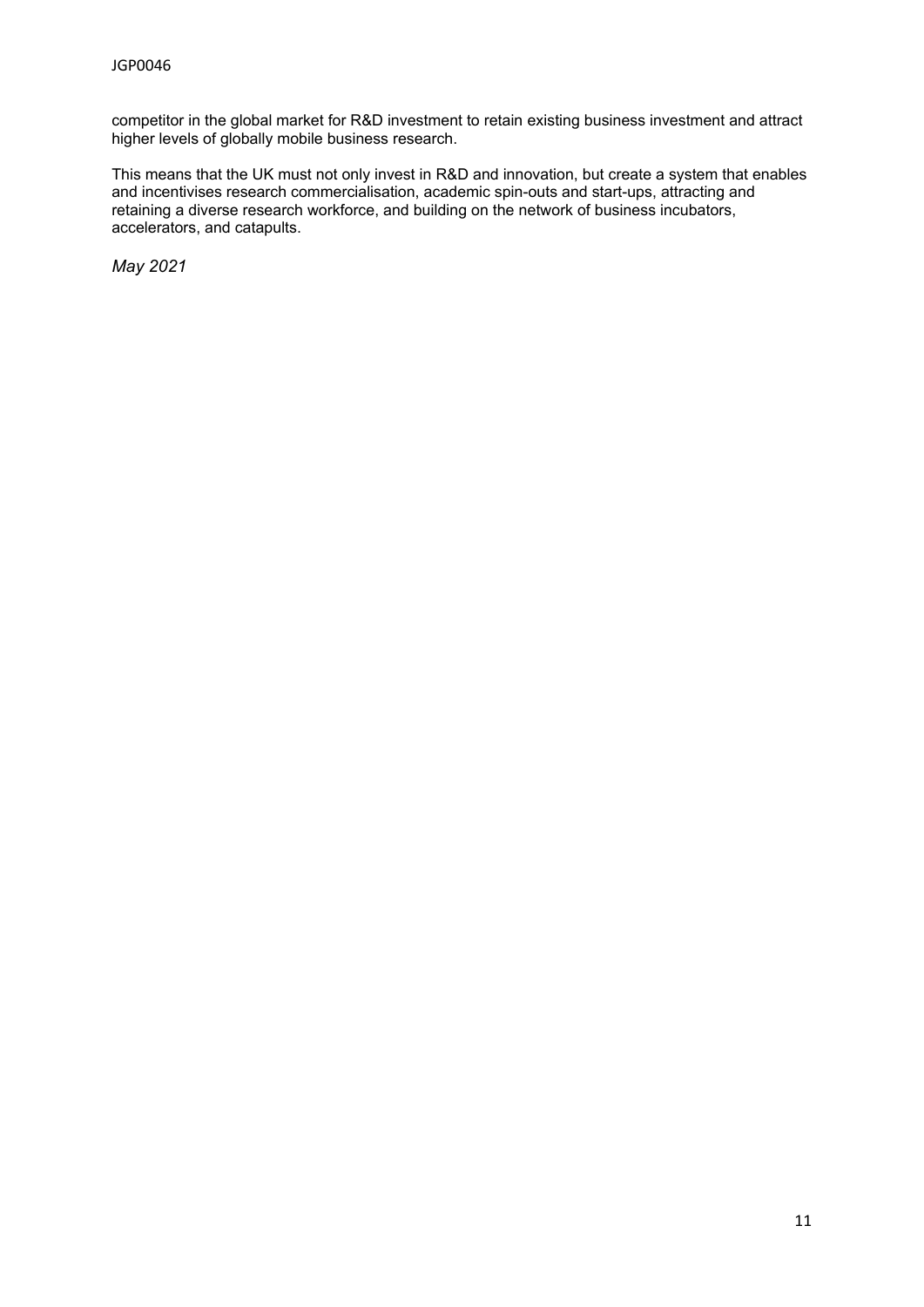competitor in the global market for R&D investment to retain existing business investment and attract higher levels of globally mobile business research.

This means that the UK must not only invest in R&D and innovation, but create a system that enables and incentivises research commercialisation, academic spin-outs and start-ups, attracting and retaining a diverse research workforce, and building on the network of business incubators, accelerators, and catapults.

*May 2021*